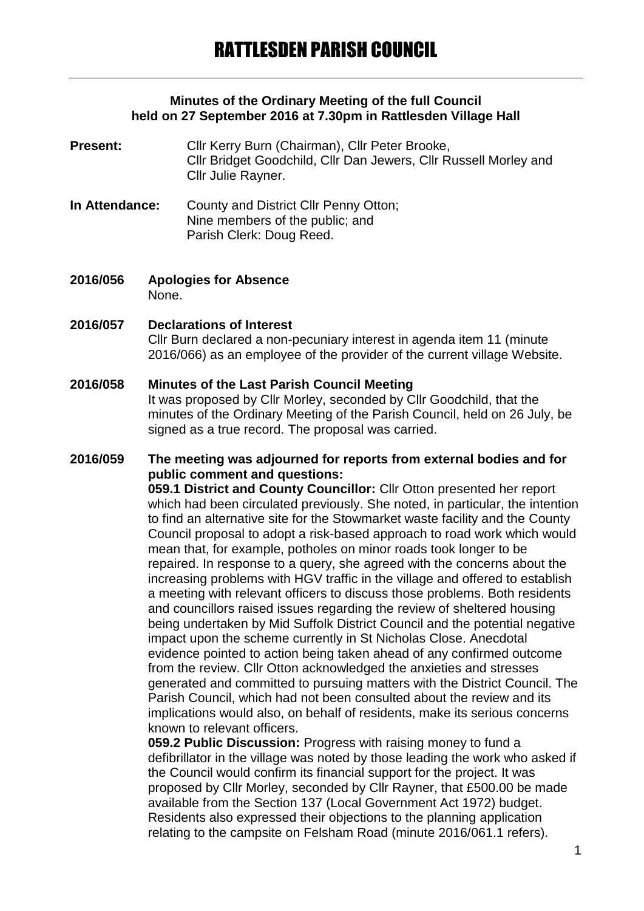# RATTLESDEN PARISH COUNCIL

**Minutes of the Ordinary Meeting of the full Council held on 27 September 2016 at 7.30pm in Rattlesden Village Hall**

**Present:** Cllr Kerry Burn (Chairman), Cllr Peter Brooke, Cllr Bridget Goodchild, Cllr Dan Jewers, Cllr Russell Morley and Cllr Julie Rayner.

**In Attendance:** County and District Cllr Penny Otton; Nine members of the public; and Parish Clerk: Doug Reed.

**2016/056 Apologies for Absence**

None.

**2016/057 Declarations of Interest**

Cllr Burn declared a non-pecuniary interest in agenda item 11 (minute 2016/066) as an employee of the provider of the current village Website.

**2016/058 Minutes of the Last Parish Council Meeting**

It was proposed by Cllr Morley, seconded by Cllr Goodchild, that the minutes of the Ordinary Meeting of the Parish Council, held on 26 July, be signed as a true record. The proposal was carried.

**2016/059 The meeting was adjourned for reports from external bodies and for public comment and questions:**

**059.1 District and County Councillor:** Cllr Otton presented her report which had been circulated previously. She noted, in particular, the intention to find an alternative site for the Stowmarket waste facility and the County Council proposal to adopt a risk-based approach to road work which would mean that, for example, potholes on minor roads took longer to be repaired. In response to a query, she agreed with the concerns about the increasing problems with HGV traffic in the village and offered to establish a meeting with relevant officers to discuss those problems. Both residents and councillors raised issues regarding the review of sheltered housing being undertaken by Mid Suffolk District Council and the potential negative impact upon the scheme currently in St Nicholas Close. Anecdotal evidence pointed to action being taken ahead of any confirmed outcome from the review. Cllr Otton acknowledged the anxieties and stresses generated and committed to pursuing matters with the District Council. The Parish Council, which had not been consulted about the review and its implications would also, on behalf of residents, make its serious concerns known to relevant officers.

**059.2 Public Discussion:** Progress with raising money to fund a defibrillator in the village was noted by those leading the work who asked if the Council would confirm its financial support for the project. It was proposed by Cllr Morley, seconded by Cllr Rayner, that £500.00 be made available from the Section 137 (Local Government Act 1972) budget. Residents also expressed their objections to the planning application relating to the campsite on Felsham Road (minute 2016/061.1 refers).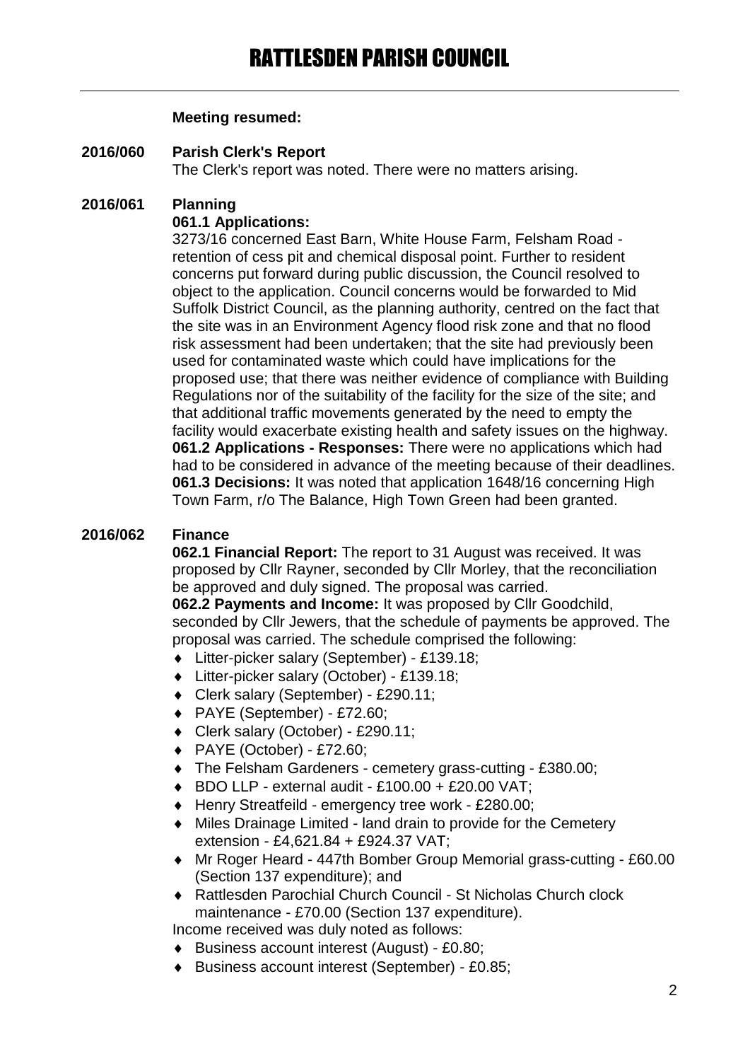**Meeting resumed:**

**2016/060 Parish Clerk's Report**

The Clerk's report was noted. There were no matters arising.

**2016/061 Planning**

**061.1 Applications:**

3273/16 concerned East Barn, White House Farm, Felsham Road - retention of cess pit and chemical disposal point. Further to resident concerns put forward during public discussion, the Council resolved to object to the application. Council concerns would be forwarded to Mid Suffolk District Council, as the planning authority, centred on the fact that the site was in an Environment Agency flood risk zone and that no flood risk assessment had been undertaken; that the site had previously been used for contaminated waste which could have implications for the proposed use; that there was neither evidence of compliance with Building Regulations nor of the suitability of the facility for the size of the site; and that additional traffic movements generated by the need to empty the facility would exacerbate existing health and safety issues on the highway.

**061.2 Applications - Responses:** There were no applications which had had to be considered in advance of the meeting because of their deadlines.

**061.3 Decisions:** It was noted that application 1648/16 concerning High Town Farm, r/o The Balance, High Town Green had been granted.

**2016/062 Finance**

**062.1 Financial Report:** The report to 31 August was received. It was proposed by Cllr Rayner, seconded by Cllr Morley, that the reconciliation be approved and duly signed. The proposal was carried.

**062.2 Payments and Income:** It was proposed by Cllr Goodchild, seconded by Cllr Jewers, that the schedule of payments be approved. The proposal was carried. The schedule comprised the following:

- Litter-picker salary (September) - £139.18;
- Litter-picker salary (October) - £139.18;
- Clerk salary (September) - £290.11;
- PAYE (September) - £72.60;
- Clerk salary (October) - £290.11;
- PAYE (October) - £72.60;
- The Felsham Gardeners - cemetery grass-cutting - £380.00;
- BDO LLP - external audit - £100.00 + £20.00 VAT;
- Henry Streatfeild - emergency tree work - £280.00;
- Miles Drainage Limited - land drain to provide for the Cemetery extension - £4,621.84 + £924.37 VAT;
- Mr Roger Heard - 447th Bomber Group Memorial grass-cutting - £60.00 (Section 137 expenditure); and
- Rattlesden Parochial Church Council - St Nicholas Church clock maintenance - £70.00 (Section 137 expenditure).

Income received was duly noted as follows:

- Business account interest (August) - £0.80;
- Business account interest (September) - £0.85;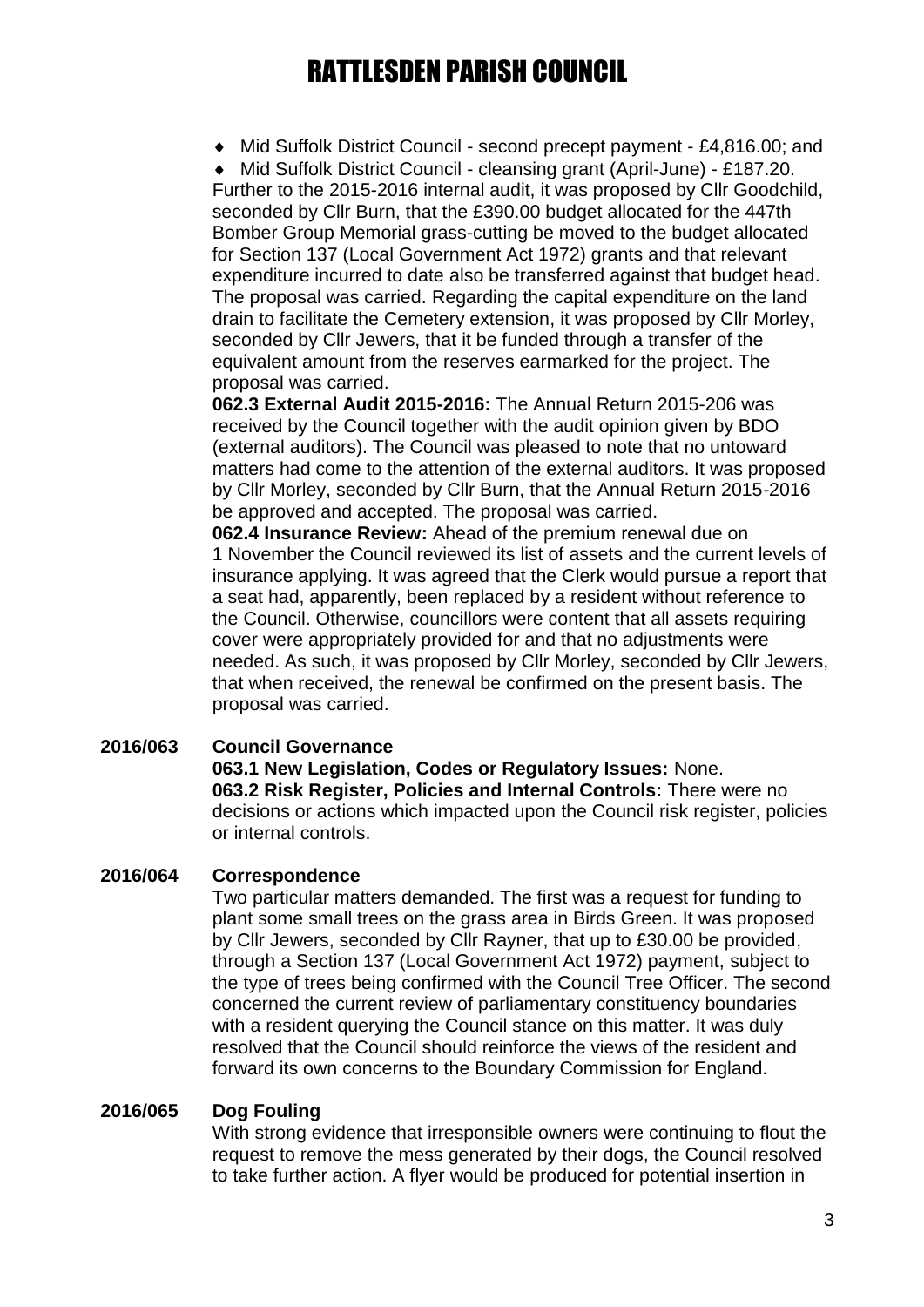- Mid Suffolk District Council - second precept payment - £4,816.00; and
- Mid Suffolk District Council - cleansing grant (April-June) - £187.20.

Further to the 2015-2016 internal audit, it was proposed by Cllr Goodchild, seconded by Cllr Burn, that the £390.00 budget allocated for the 447th Bomber Group Memorial grass-cutting be moved to the budget allocated for Section 137 (Local Government Act 1972) grants and that relevant expenditure incurred to date also be transferred against that budget head. The proposal was carried. Regarding the capital expenditure on the land drain to facilitate the Cemetery extension, it was proposed by Cllr Morley, seconded by Cllr Jewers, that it be funded through a transfer of the equivalent amount from the reserves earmarked for the project. The proposal was carried.

**062.3 External Audit 2015-2016:** The Annual Return 2015-206 was received by the Council together with the audit opinion given by BDO (external auditors). The Council was pleased to note that no untoward matters had come to the attention of the external auditors. It was proposed by Cllr Morley, seconded by Cllr Burn, that the Annual Return 2015-2016 be approved and accepted. The proposal was carried.

**062.4 Insurance Review:** Ahead of the premium renewal due on 1 November the Council reviewed its list of assets and the current levels of insurance applying. It was agreed that the Clerk would pursue a report that a seat had, apparently, been replaced by a resident without reference to the Council. Otherwise, councillors were content that all assets requiring cover were appropriately provided for and that no adjustments were needed. As such, it was proposed by Cllr Morley, seconded by Cllr Jewers, that when received, the renewal be confirmed on the present basis. The proposal was carried.

## 2016/063 Council Governance

**063.1 New Legislation, Codes or Regulatory Issues:** None.
**063.2 Risk Register, Policies and Internal Controls:** There were no decisions or actions which impacted upon the Council risk register, policies or internal controls.

## 2016/064 Correspondence

Two particular matters demanded. The first was a request for funding to plant some small trees on the grass area in Birds Green. It was proposed by Cllr Jewers, seconded by Cllr Rayner, that up to £30.00 be provided, through a Section 137 (Local Government Act 1972) payment, subject to the type of trees being confirmed with the Council Tree Officer. The second concerned the current review of parliamentary constituency boundaries with a resident querying the Council stance on this matter. It was duly resolved that the Council should reinforce the views of the resident and forward its own concerns to the Boundary Commission for England.

## 2016/065 Dog Fouling

With strong evidence that irresponsible owners were continuing to flout the request to remove the mess generated by their dogs, the Council resolved to take further action. A flyer would be produced for potential insertion in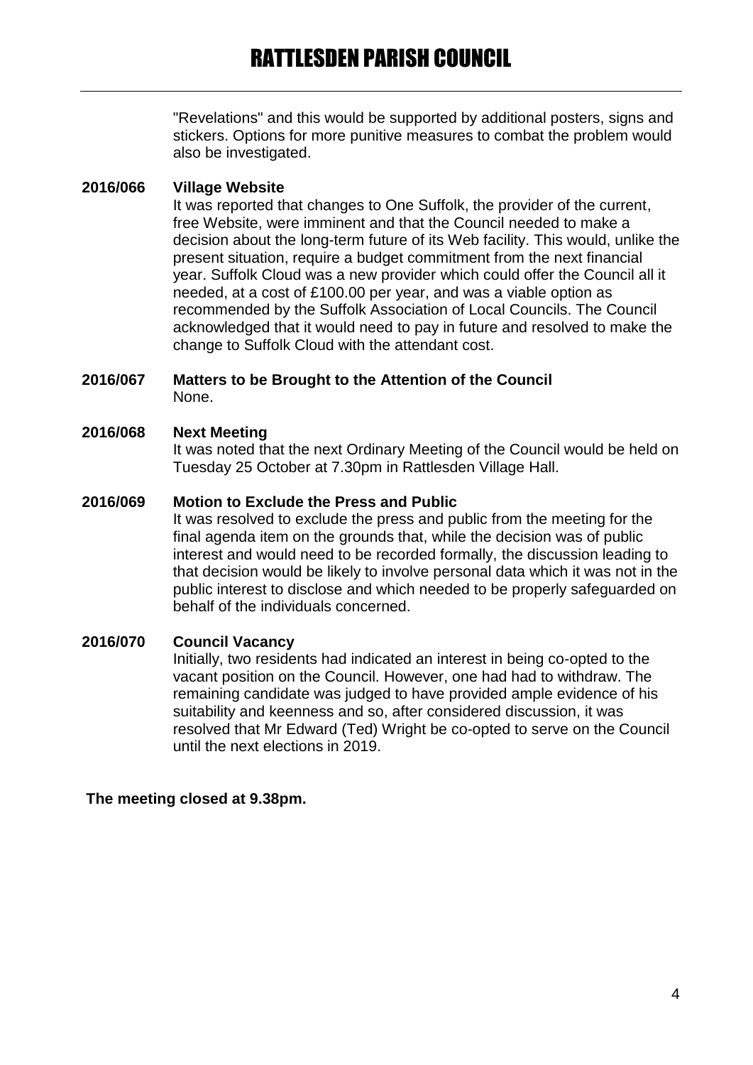"Revelations" and this would be supported by additional posters, signs and stickers. Options for more punitive measures to combat the problem would also be investigated.

**2016/066 Village Website**

It was reported that changes to One Suffolk, the provider of the current, free Website, were imminent and that the Council needed to make a decision about the long-term future of its Web facility. This would, unlike the present situation, require a budget commitment from the next financial year. Suffolk Cloud was a new provider which could offer the Council all it needed, at a cost of £100.00 per year, and was a viable option as recommended by the Suffolk Association of Local Councils. The Council acknowledged that it would need to pay in future and resolved to make the change to Suffolk Cloud with the attendant cost.

**2016/067 Matters to be Brought to the Attention of the Council**

None.

**2016/068 Next Meeting**

It was noted that the next Ordinary Meeting of the Council would be held on Tuesday 25 October at 7.30pm in Rattlesden Village Hall.

**2016/069 Motion to Exclude the Press and Public**

It was resolved to exclude the press and public from the meeting for the final agenda item on the grounds that, while the decision was of public interest and would need to be recorded formally, the discussion leading to that decision would be likely to involve personal data which it was not in the public interest to disclose and which needed to be properly safeguarded on behalf of the individuals concerned.

**2016/070 Council Vacancy**

Initially, two residents had indicated an interest in being co-opted to the vacant position on the Council. However, one had had to withdraw. The remaining candidate was judged to have provided ample evidence of his suitability and keenness and so, after considered discussion, it was resolved that Mr Edward (Ted) Wright be co-opted to serve on the Council until the next elections in 2019.

**The meeting closed at 9.38pm.**